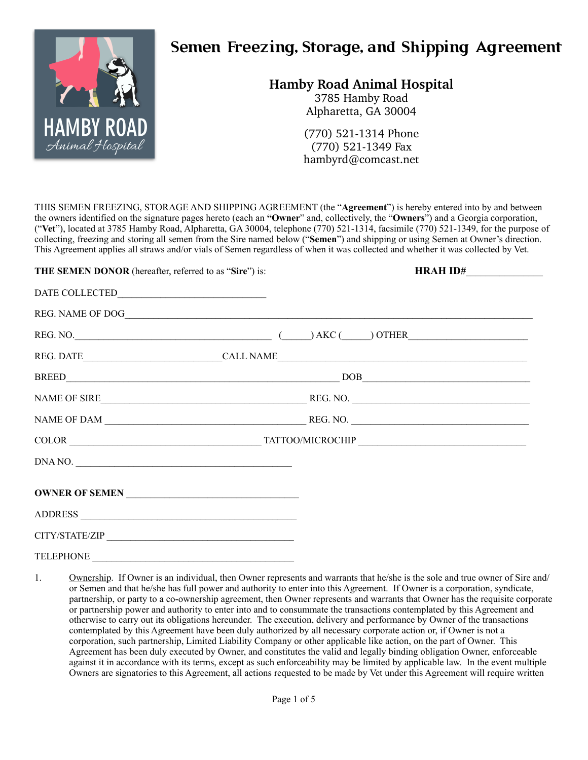# Semen Freezing, Storage, and Shipping Agreement

**Hamby Road Animal Hospital**
3785 Hamby Road
Alpharetta, GA 30004

(770) 521-1314 Phone
(770) 521-1349 Fax
hambyrd@comcast.net

THIS SEMEN FREEZING, STORAGE AND SHIPPING AGREEMENT (the "**Agreement**") is hereby entered into by and between the owners identified on the signature pages hereto (each an **"Owner**" and, collectively, the "**Owners**") and a Georgia corporation, ("**Vet**"), located at 3785 Hamby Road, Alpharetta, GA 30004, telephone (770) 521-1314, facsimile (770) 521-1349, for the purpose of collecting, freezing and storing all semen from the Sire named below ("**Semen**") and shipping or using Semen at Owner's direction. This Agreement applies all straws and/or vials of Semen regardless of when it was collected and whether it was collected by Vet.

**THE SEMEN DONOR** (hereafter, referred to as "**Sire**") is: **HRAH ID#**_______________

DATE COLLECTED______________________________

REG. NAME OF DOG______________________________________________________________________________

REG. NO.________________________________________ (______) AKC (______) OTHER________________________

REG. DATE____________________________CALL NAME__________________________________________________

BREED_________________________________________________________ DOB___________________________________

NAME OF SIRE__________________________________________ REG. NO. ____________________________________

NAME OF DAM __________________________________________ REG. NO. ____________________________________

COLOR _______________________________________ TATTOO/MICROCHIP __________________________________

DNA NO. ____________________________________________

**OWNER OF SEMEN** ___________________________________

ADDRESS ___________________________________________

CITY/STATE/ZIP _____________________________________

TELEPHONE _________________________________________

1. Ownership. If Owner is an individual, then Owner represents and warrants that he/she is the sole and true owner of Sire and/or Semen and that he/she has full power and authority to enter into this Agreement. If Owner is a corporation, syndicate, partnership, or party to a co-ownership agreement, then Owner represents and warrants that Owner has the requisite corporate or partnership power and authority to enter into and to consummate the transactions contemplated by this Agreement and otherwise to carry out its obligations hereunder. The execution, delivery and performance by Owner of the transactions contemplated by this Agreement have been duly authorized by all necessary corporate action or, if Owner is not a corporation, such partnership, Limited Liability Company or other applicable like action, on the part of Owner. This Agreement has been duly executed by Owner, and constitutes the valid and legally binding obligation Owner, enforceable against it in accordance with its terms, except as such enforceability may be limited by applicable law. In the event multiple Owners are signatories to this Agreement, all actions requested to be made by Vet under this Agreement will require written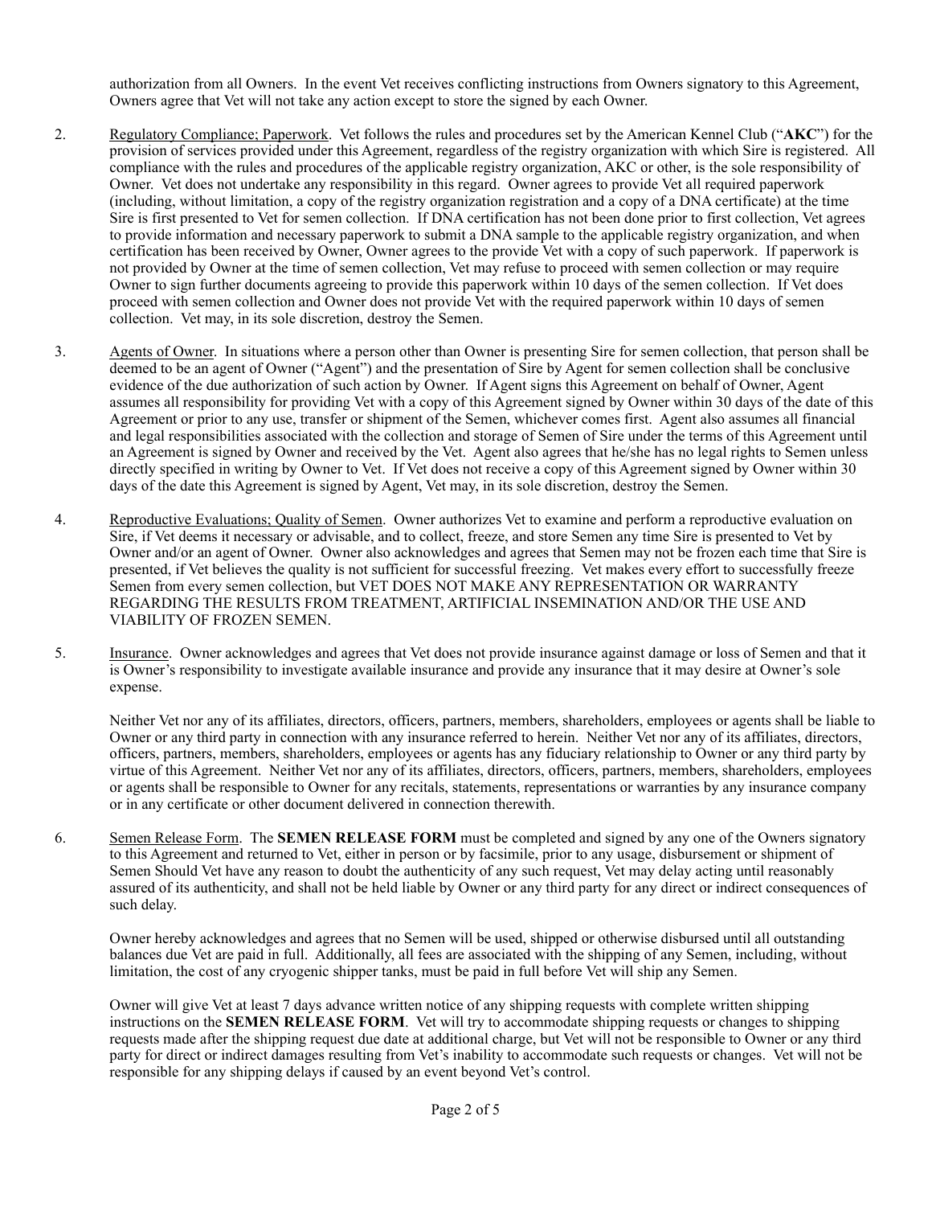authorization from all Owners. In the event Vet receives conflicting instructions from Owners signatory to this Agreement, Owners agree that Vet will not take any action except to store the signed by each Owner.

2. Regulatory Compliance; Paperwork. Vet follows the rules and procedures set by the American Kennel Club ("**AKC**") for the provision of services provided under this Agreement, regardless of the registry organization with which Sire is registered. All compliance with the rules and procedures of the applicable registry organization, AKC or other, is the sole responsibility of Owner. Vet does not undertake any responsibility in this regard. Owner agrees to provide Vet all required paperwork (including, without limitation, a copy of the registry organization registration and a copy of a DNA certificate) at the time Sire is first presented to Vet for semen collection. If DNA certification has not been done prior to first collection, Vet agrees to provide information and necessary paperwork to submit a DNA sample to the applicable registry organization, and when certification has been received by Owner, Owner agrees to the provide Vet with a copy of such paperwork. If paperwork is not provided by Owner at the time of semen collection, Vet may refuse to proceed with semen collection or may require Owner to sign further documents agreeing to provide this paperwork within 10 days of the semen collection. If Vet does proceed with semen collection and Owner does not provide Vet with the required paperwork within 10 days of semen collection. Vet may, in its sole discretion, destroy the Semen.

3. Agents of Owner. In situations where a person other than Owner is presenting Sire for semen collection, that person shall be deemed to be an agent of Owner ("Agent") and the presentation of Sire by Agent for semen collection shall be conclusive evidence of the due authorization of such action by Owner. If Agent signs this Agreement on behalf of Owner, Agent assumes all responsibility for providing Vet with a copy of this Agreement signed by Owner within 30 days of the date of this Agreement or prior to any use, transfer or shipment of the Semen, whichever comes first. Agent also assumes all financial and legal responsibilities associated with the collection and storage of Semen of Sire under the terms of this Agreement until an Agreement is signed by Owner and received by the Vet. Agent also agrees that he/she has no legal rights to Semen unless directly specified in writing by Owner to Vet. If Vet does not receive a copy of this Agreement signed by Owner within 30 days of the date this Agreement is signed by Agent, Vet may, in its sole discretion, destroy the Semen.

4. Reproductive Evaluations; Quality of Semen. Owner authorizes Vet to examine and perform a reproductive evaluation on Sire, if Vet deems it necessary or advisable, and to collect, freeze, and store Semen any time Sire is presented to Vet by Owner and/or an agent of Owner. Owner also acknowledges and agrees that Semen may not be frozen each time that Sire is presented, if Vet believes the quality is not sufficient for successful freezing. Vet makes every effort to successfully freeze Semen from every semen collection, but VET DOES NOT MAKE ANY REPRESENTATION OR WARRANTY REGARDING THE RESULTS FROM TREATMENT, ARTIFICIAL INSEMINATION AND/OR THE USE AND VIABILITY OF FROZEN SEMEN.

5. Insurance. Owner acknowledges and agrees that Vet does not provide insurance against damage or loss of Semen and that it is Owner's responsibility to investigate available insurance and provide any insurance that it may desire at Owner's sole expense.

   Neither Vet nor any of its affiliates, directors, officers, partners, members, shareholders, employees or agents shall be liable to Owner or any third party in connection with any insurance referred to herein. Neither Vet nor any of its affiliates, directors, officers, partners, members, shareholders, employees or agents has any fiduciary relationship to Owner or any third party by virtue of this Agreement. Neither Vet nor any of its affiliates, directors, officers, partners, members, shareholders, employees or agents shall be responsible to Owner for any recitals, statements, representations or warranties by any insurance company or in any certificate or other document delivered in connection therewith.

6. Semen Release Form. The **SEMEN RELEASE FORM** must be completed and signed by any one of the Owners signatory to this Agreement and returned to Vet, either in person or by facsimile, prior to any usage, disbursement or shipment of Semen Should Vet have any reason to doubt the authenticity of any such request, Vet may delay acting until reasonably assured of its authenticity, and shall not be held liable by Owner or any third party for any direct or indirect consequences of such delay.

   Owner hereby acknowledges and agrees that no Semen will be used, shipped or otherwise disbursed until all outstanding balances due Vet are paid in full. Additionally, all fees are associated with the shipping of any Semen, including, without limitation, the cost of any cryogenic shipper tanks, must be paid in full before Vet will ship any Semen.

   Owner will give Vet at least 7 days advance written notice of any shipping requests with complete written shipping instructions on the **SEMEN RELEASE FORM**. Vet will try to accommodate shipping requests or changes to shipping requests made after the shipping request due date at additional charge, but Vet will not be responsible to Owner or any third party for direct or indirect damages resulting from Vet's inability to accommodate such requests or changes. Vet will not be responsible for any shipping delays if caused by an event beyond Vet's control.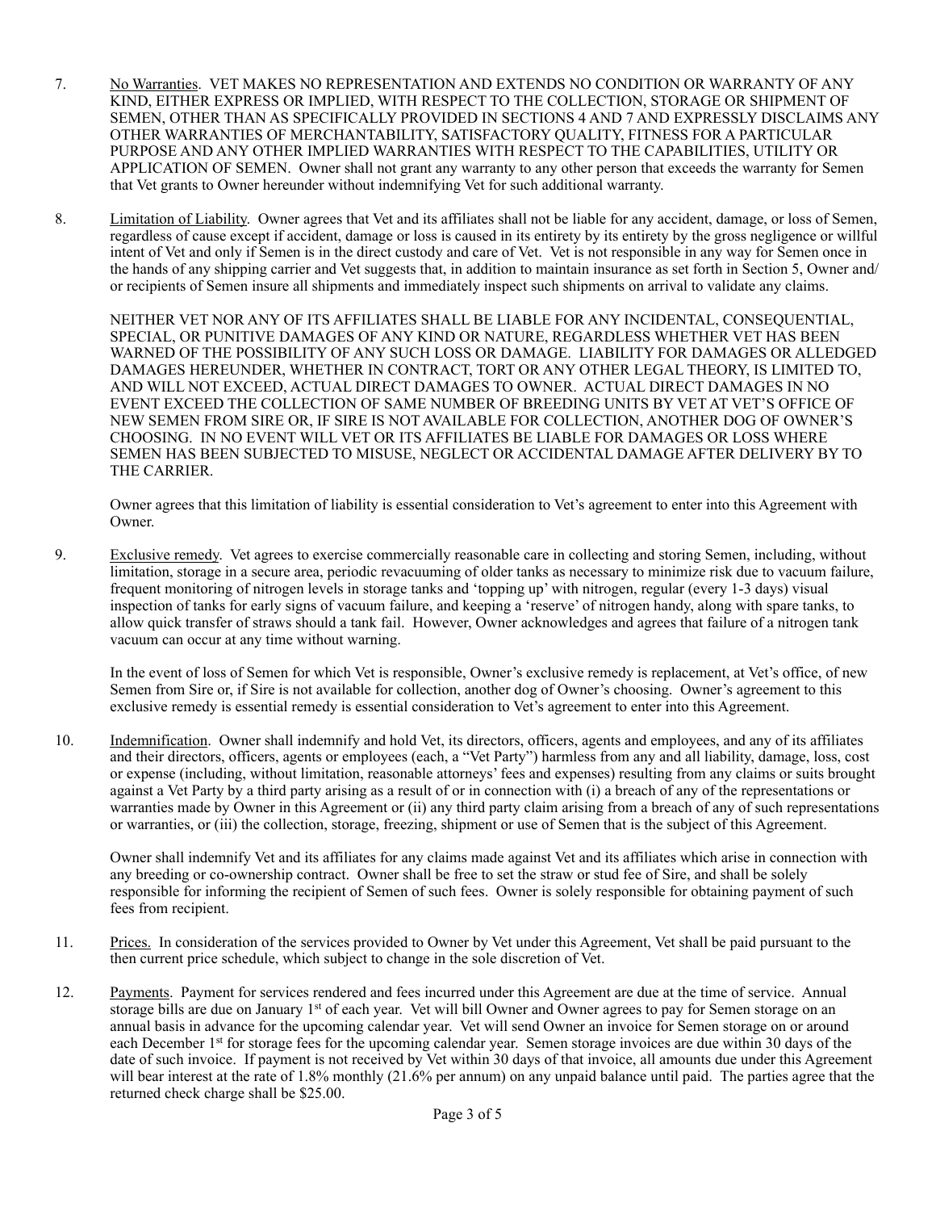7. <u>No Warranties</u>. VET MAKES NO REPRESENTATION AND EXTENDS NO CONDITION OR WARRANTY OF ANY KIND, EITHER EXPRESS OR IMPLIED, WITH RESPECT TO THE COLLECTION, STORAGE OR SHIPMENT OF SEMEN, OTHER THAN AS SPECIFICALLY PROVIDED IN SECTIONS 4 AND 7 AND EXPRESSLY DISCLAIMS ANY OTHER WARRANTIES OF MERCHANTABILITY, SATISFACTORY QUALITY, FITNESS FOR A PARTICULAR PURPOSE AND ANY OTHER IMPLIED WARRANTIES WITH RESPECT TO THE CAPABILITIES, UTILITY OR APPLICATION OF SEMEN. Owner shall not grant any warranty to any other person that exceeds the warranty for Semen that Vet grants to Owner hereunder without indemnifying Vet for such additional warranty.

8. <u>Limitation of Liability</u>. Owner agrees that Vet and its affiliates shall not be liable for any accident, damage, or loss of Semen, regardless of cause except if accident, damage or loss is caused in its entirety by its entirety by the gross negligence or willful intent of Vet and only if Semen is in the direct custody and care of Vet. Vet is not responsible in any way for Semen once in the hands of any shipping carrier and Vet suggests that, in addition to maintain insurance as set forth in Section 5, Owner and/or recipients of Semen insure all shipments and immediately inspect such shipments on arrival to validate any claims.

   NEITHER VET NOR ANY OF ITS AFFILIATES SHALL BE LIABLE FOR ANY INCIDENTAL, CONSEQUENTIAL, SPECIAL, OR PUNITIVE DAMAGES OF ANY KIND OR NATURE, REGARDLESS WHETHER VET HAS BEEN WARNED OF THE POSSIBILITY OF ANY SUCH LOSS OR DAMAGE. LIABILITY FOR DAMAGES OR ALLEDGED DAMAGES HEREUNDER, WHETHER IN CONTRACT, TORT OR ANY OTHER LEGAL THEORY, IS LIMITED TO, AND WILL NOT EXCEED, ACTUAL DIRECT DAMAGES TO OWNER. ACTUAL DIRECT DAMAGES IN NO EVENT EXCEED THE COLLECTION OF SAME NUMBER OF BREEDING UNITS BY VET AT VET'S OFFICE OF NEW SEMEN FROM SIRE OR, IF SIRE IS NOT AVAILABLE FOR COLLECTION, ANOTHER DOG OF OWNER'S CHOOSING. IN NO EVENT WILL VET OR ITS AFFILIATES BE LIABLE FOR DAMAGES OR LOSS WHERE SEMEN HAS BEEN SUBJECTED TO MISUSE, NEGLECT OR ACCIDENTAL DAMAGE AFTER DELIVERY BY TO THE CARRIER.

   Owner agrees that this limitation of liability is essential consideration to Vet's agreement to enter into this Agreement with Owner.

9. <u>Exclusive remedy</u>. Vet agrees to exercise commercially reasonable care in collecting and storing Semen, including, without limitation, storage in a secure area, periodic revacuuming of older tanks as necessary to minimize risk due to vacuum failure, frequent monitoring of nitrogen levels in storage tanks and 'topping up' with nitrogen, regular (every 1-3 days) visual inspection of tanks for early signs of vacuum failure, and keeping a 'reserve' of nitrogen handy, along with spare tanks, to allow quick transfer of straws should a tank fail. However, Owner acknowledges and agrees that failure of a nitrogen tank vacuum can occur at any time without warning.

   In the event of loss of Semen for which Vet is responsible, Owner's exclusive remedy is replacement, at Vet's office, of new Semen from Sire or, if Sire is not available for collection, another dog of Owner's choosing. Owner's agreement to this exclusive remedy is essential remedy is essential consideration to Vet's agreement to enter into this Agreement.

10. <u>Indemnification</u>. Owner shall indemnify and hold Vet, its directors, officers, agents and employees, and any of its affiliates and their directors, officers, agents or employees (each, a "Vet Party") harmless from any and all liability, damage, loss, cost or expense (including, without limitation, reasonable attorneys' fees and expenses) resulting from any claims or suits brought against a Vet Party by a third party arising as a result of or in connection with (i) a breach of any of the representations or warranties made by Owner in this Agreement or (ii) any third party claim arising from a breach of any of such representations or warranties, or (iii) the collection, storage, freezing, shipment or use of Semen that is the subject of this Agreement.

    Owner shall indemnify Vet and its affiliates for any claims made against Vet and its affiliates which arise in connection with any breeding or co-ownership contract. Owner shall be free to set the straw or stud fee of Sire, and shall be solely responsible for informing the recipient of Semen of such fees. Owner is solely responsible for obtaining payment of such fees from recipient.

11. <u>Prices.</u> In consideration of the services provided to Owner by Vet under this Agreement, Vet shall be paid pursuant to the then current price schedule, which subject to change in the sole discretion of Vet.

12. <u>Payments</u>. Payment for services rendered and fees incurred under this Agreement are due at the time of service. Annual storage bills are due on January 1st of each year. Vet will bill Owner and Owner agrees to pay for Semen storage on an annual basis in advance for the upcoming calendar year. Vet will send Owner an invoice for Semen storage on or around each December 1st for storage fees for the upcoming calendar year. Semen storage invoices are due within 30 days of the date of such invoice. If payment is not received by Vet within 30 days of that invoice, all amounts due under this Agreement will bear interest at the rate of 1.8% monthly (21.6% per annum) on any unpaid balance until paid. The parties agree that the returned check charge shall be $25.00.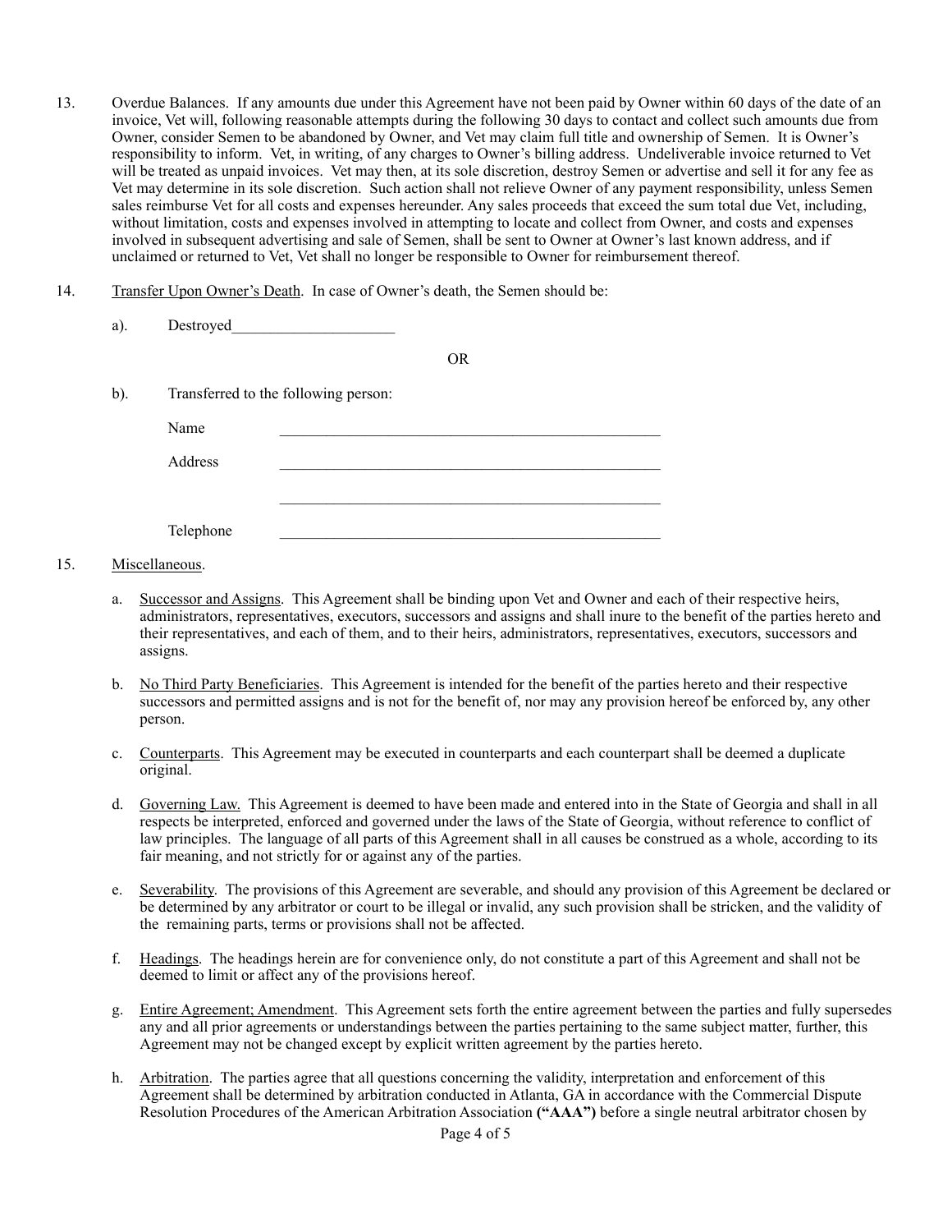13. Overdue Balances. If any amounts due under this Agreement have not been paid by Owner within 60 days of the date of an invoice, Vet will, following reasonable attempts during the following 30 days to contact and collect such amounts due from Owner, consider Semen to be abandoned by Owner, and Vet may claim full title and ownership of Semen. It is Owner's responsibility to inform. Vet, in writing, of any charges to Owner's billing address. Undeliverable invoice returned to Vet will be treated as unpaid invoices. Vet may then, at its sole discretion, destroy Semen or advertise and sell it for any fee as Vet may determine in its sole discretion. Such action shall not relieve Owner of any payment responsibility, unless Semen sales reimburse Vet for all costs and expenses hereunder. Any sales proceeds that exceed the sum total due Vet, including, without limitation, costs and expenses involved in attempting to locate and collect from Owner, and costs and expenses involved in subsequent advertising and sale of Semen, shall be sent to Owner at Owner's last known address, and if unclaimed or returned to Vet, Vet shall no longer be responsible to Owner for reimbursement thereof.

14. Transfer Upon Owner's Death. In case of Owner's death, the Semen should be:

    a). Destroyed_____________________

    OR

    b). Transferred to the following person:

    Name ____________________________________________________

    Address ____________________________________________________

    ____________________________________________________

    Telephone ____________________________________________________

15. Miscellaneous.

    a. Successor and Assigns. This Agreement shall be binding upon Vet and Owner and each of their respective heirs, administrators, representatives, executors, successors and assigns and shall inure to the benefit of the parties hereto and their representatives, and each of them, and to their heirs, administrators, representatives, executors, successors and assigns.

    b. No Third Party Beneficiaries. This Agreement is intended for the benefit of the parties hereto and their respective successors and permitted assigns and is not for the benefit of, nor may any provision hereof be enforced by, any other person.

    c. Counterparts. This Agreement may be executed in counterparts and each counterpart shall be deemed a duplicate original.

    d. Governing Law. This Agreement is deemed to have been made and entered into in the State of Georgia and shall in all respects be interpreted, enforced and governed under the laws of the State of Georgia, without reference to conflict of law principles. The language of all parts of this Agreement shall in all causes be construed as a whole, according to its fair meaning, and not strictly for or against any of the parties.

    e. Severability. The provisions of this Agreement are severable, and should any provision of this Agreement be declared or be determined by any arbitrator or court to be illegal or invalid, any such provision shall be stricken, and the validity of the remaining parts, terms or provisions shall not be affected.

    f. Headings. The headings herein are for convenience only, do not constitute a part of this Agreement and shall not be deemed to limit or affect any of the provisions hereof.

    g. Entire Agreement; Amendment. This Agreement sets forth the entire agreement between the parties and fully supersedes any and all prior agreements or understandings between the parties pertaining to the same subject matter, further, this Agreement may not be changed except by explicit written agreement by the parties hereto.

    h. Arbitration. The parties agree that all questions concerning the validity, interpretation and enforcement of this Agreement shall be determined by arbitration conducted in Atlanta, GA in accordance with the Commercial Dispute Resolution Procedures of the American Arbitration Association **("AAA")** before a single neutral arbitrator chosen by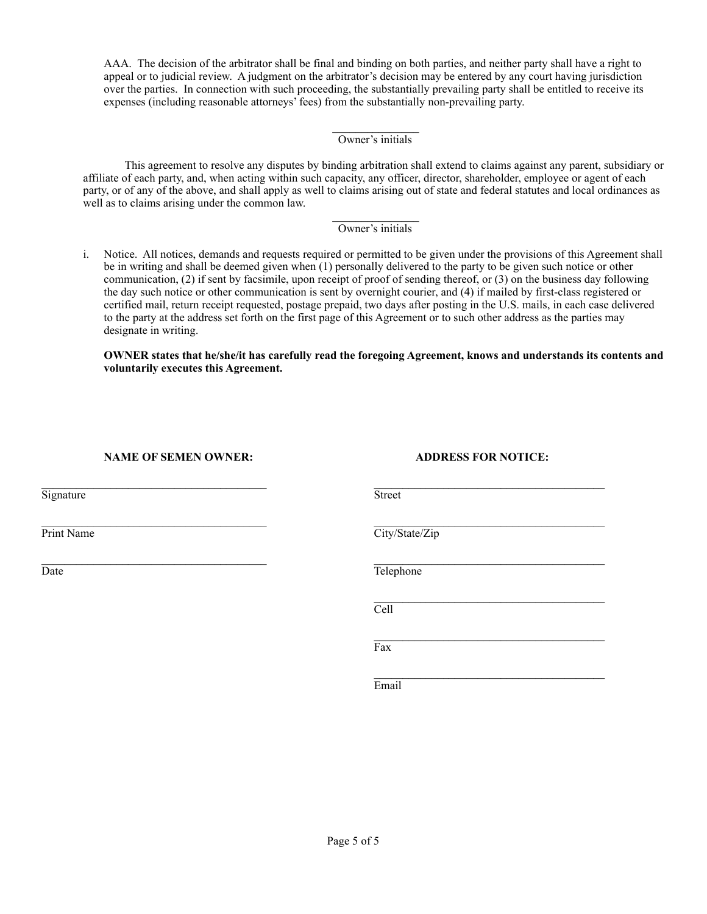AAA. The decision of the arbitrator shall be final and binding on both parties, and neither party shall have a right to appeal or to judicial review. A judgment on the arbitrator's decision may be entered by any court having jurisdiction over the parties. In connection with such proceeding, the substantially prevailing party shall be entitled to receive its expenses (including reasonable attorneys' fees) from the substantially non-prevailing party.

_______________
Owner's initials

This agreement to resolve any disputes by binding arbitration shall extend to claims against any parent, subsidiary or affiliate of each party, and, when acting within such capacity, any officer, director, shareholder, employee or agent of each party, or of any of the above, and shall apply as well to claims arising out of state and federal statutes and local ordinances as well as to claims arising under the common law.

_______________
Owner's initials

i. Notice. All notices, demands and requests required or permitted to be given under the provisions of this Agreement shall be in writing and shall be deemed given when (1) personally delivered to the party to be given such notice or other communication, (2) if sent by facsimile, upon receipt of proof of sending thereof, or (3) on the business day following the day such notice or other communication is sent by overnight courier, and (4) if mailed by first-class registered or certified mail, return receipt requested, postage prepaid, two days after posting in the U.S. mails, in each case delivered to the party at the address set forth on the first page of this Agreement or to such other address as the parties may designate in writing.

**OWNER states that he/she/it has carefully read the foregoing Agreement, knows and understands its contents and voluntarily executes this Agreement.**

**NAME OF SEMEN OWNER:**

_______________________________________
Signature

_______________________________________
Print Name

_______________________________________
Date

**ADDRESS FOR NOTICE:**

_______________________________________
Street

_______________________________________
City/State/Zip

_______________________________________
Telephone

_______________________________________
Cell

_______________________________________
Fax

_______________________________________
Email